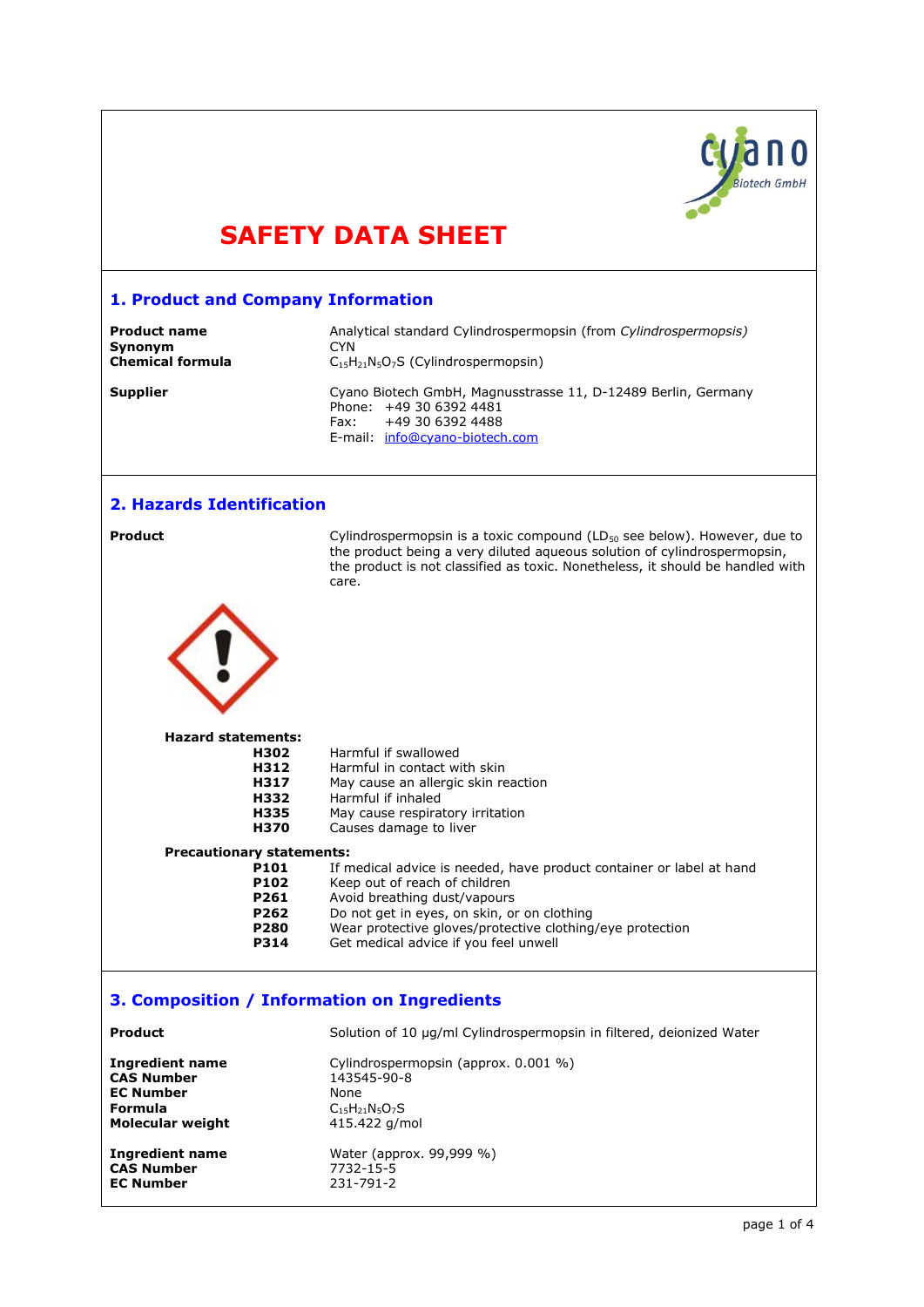# SAFETY DATA SHEET

## 1. Product and Company Information

| | |
|---|---|
| **Product name** | Analytical standard Cylindrospermopsin (from *Cylindrospermopsis)* |
| **Synonym** | CYN |
| **Chemical formula** | $C_{15}H_{21}N_5O_7S$ (Cylindrospermopsin) |
| **Supplier** | Cyano Biotech GmbH, Magnusstrasse 11, D-12489 Berlin, Germany<br>Phone: +49 30 6392 4481<br>Fax: +49 30 6392 4488<br>E-mail: info@cyano-biotech.com |

## 2. Hazards Identification

**Product**

Cylindrospermopsin is a toxic compound ($LD_{50}$ see below). However, due to the product being a very diluted aqueous solution of cylindrospermopsin, the product is not classified as toxic. Nonetheless, it should be handled with care.

**Hazard statements:**

| | |
|---|---|
| **H302** | Harmful if swallowed |
| **H312** | Harmful in contact with skin |
| **H317** | May cause an allergic skin reaction |
| **H332** | Harmful if inhaled |
| **H335** | May cause respiratory irritation |
| **H370** | Causes damage to liver |

**Precautionary statements:**

| | |
|---|---|
| **P101** | If medical advice is needed, have product container or label at hand |
| **P102** | Keep out of reach of children |
| **P261** | Avoid breathing dust/vapours |
| **P262** | Do not get in eyes, on skin, or on clothing |
| **P280** | Wear protective gloves/protective clothing/eye protection |
| **P314** | Get medical advice if you feel unwell |

## 3. Composition / Information on Ingredients

| | |
|---|---|
| **Product** | Solution of 10 µg/ml Cylindrospermopsin in filtered, deionized Water |
| **Ingredient name** | Cylindrospermopsin (approx. 0.001 %) |
| **CAS Number** | 143545-90-8 |
| **EC Number** | None |
| **Formula** | $C_{15}H_{21}N_5O_7S$ |
| **Molecular weight** | 415.422 g/mol |
| **Ingredient name** | Water (approx. 99,999 %) |
| **CAS Number** | 7732-15-5 |
| **EC Number** | 231-791-2 |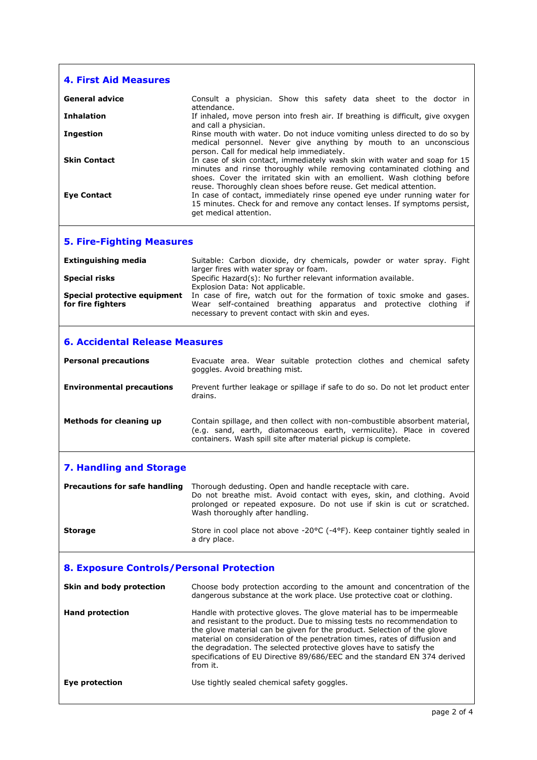## 4. First Aid Measures

**General advice**
Consult a physician. Show this safety data sheet to the doctor in attendance.

**Inhalation**
If inhaled, move person into fresh air. If breathing is difficult, give oxygen and call a physician.

**Ingestion**
Rinse mouth with water. Do not induce vomiting unless directed to do so by medical personnel. Never give anything by mouth to an unconscious person. Call for medical help immediately.

**Skin Contact**
In case of skin contact, immediately wash skin with water and soap for 15 minutes and rinse thoroughly while removing contaminated clothing and shoes. Cover the irritated skin with an emollient. Wash clothing before reuse. Thoroughly clean shoes before reuse. Get medical attention.

**Eye Contact**
In case of contact, immediately rinse opened eye under running water for 15 minutes. Check for and remove any contact lenses. If symptoms persist, get medical attention.

## 5. Fire-Fighting Measures

**Extinguishing media**
Suitable: Carbon dioxide, dry chemicals, powder or water spray. Fight larger fires with water spray or foam.

**Special risks**
Specific Hazard(s): No further relevant information available.
Explosion Data: Not applicable.

**Special protective equipment for fire fighters**
In case of fire, watch out for the formation of toxic smoke and gases. Wear self-contained breathing apparatus and protective clothing if necessary to prevent contact with skin and eyes.

## 6. Accidental Release Measures

**Personal precautions**
Evacuate area. Wear suitable protection clothes and chemical safety goggles. Avoid breathing mist.

**Environmental precautions**
Prevent further leakage or spillage if safe to do so. Do not let product enter drains.

**Methods for cleaning up**
Contain spillage, and then collect with non-combustible absorbent material, (e.g. sand, earth, diatomaceous earth, vermiculite). Place in covered containers. Wash spill site after material pickup is complete.

## 7. Handling and Storage

**Precautions for safe handling**
Thorough dedusting. Open and handle receptacle with care.
Do not breathe mist. Avoid contact with eyes, skin, and clothing. Avoid prolonged or repeated exposure. Do not use if skin is cut or scratched. Wash thoroughly after handling.

**Storage**
Store in cool place not above -20°C (-4°F). Keep container tightly sealed in a dry place.

## 8. Exposure Controls/Personal Protection

**Skin and body protection**
Choose body protection according to the amount and concentration of the dangerous substance at the work place. Use protective coat or clothing.

**Hand protection**
Handle with protective gloves. The glove material has to be impermeable and resistant to the product. Due to missing tests no recommendation to the glove material can be given for the product. Selection of the glove material on consideration of the penetration times, rates of diffusion and the degradation. The selected protective gloves have to satisfy the specifications of EU Directive 89/686/EEC and the standard EN 374 derived from it.

**Eye protection**
Use tightly sealed chemical safety goggles.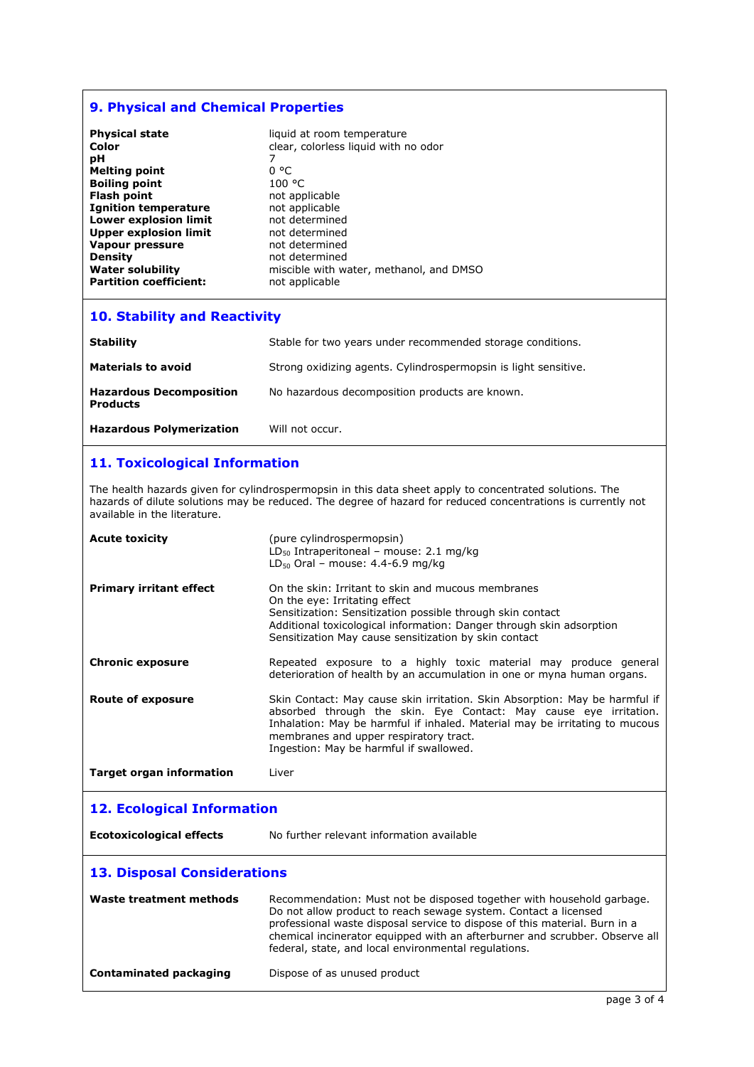## 9. Physical and Chemical Properties

| | |
|---|---|
| **Physical state** | liquid at room temperature |
| **Color** | clear, colorless liquid with no odor |
| **pH** | 7 |
| **Melting point** | 0 °C |
| **Boiling point** | 100 °C |
| **Flash point** | not applicable |
| **Ignition temperature** | not applicable |
| **Lower explosion limit** | not determined |
| **Upper explosion limit** | not determined |
| **Vapour pressure** | not determined |
| **Density** | not determined |
| **Water solubility** | miscible with water, methanol, and DMSO |
| **Partition coefficient:** | not applicable |

## 10. Stability and Reactivity

| | |
|---|---|
| **Stability** | Stable for two years under recommended storage conditions. |
| **Materials to avoid** | Strong oxidizing agents. Cylindrospermopsin is light sensitive. |
| **Hazardous Decomposition Products** | No hazardous decomposition products are known. |
| **Hazardous Polymerization** | Will not occur. |

## 11. Toxicological Information

The health hazards given for cylindrospermopsin in this data sheet apply to concentrated solutions. The hazards of dilute solutions may be reduced. The degree of hazard for reduced concentrations is currently not available in the literature.

| | |
|---|---|
| **Acute toxicity** | (pure cylindrospermopsin)<br>$LD_{50}$ Intraperitoneal – mouse: 2.1 mg/kg<br>$LD_{50}$ Oral – mouse: 4.4-6.9 mg/kg |
| **Primary irritant effect** | On the skin: Irritant to skin and mucous membranes<br>On the eye: Irritating effect<br>Sensitization: Sensitization possible through skin contact<br>Additional toxicological information: Danger through skin adsorption<br>Sensitization May cause sensitization by skin contact |
| **Chronic exposure** | Repeated exposure to a highly toxic material may produce general deterioration of health by an accumulation in one or myna human organs. |
| **Route of exposure** | Skin Contact: May cause skin irritation. Skin Absorption: May be harmful if absorbed through the skin. Eye Contact: May cause eye irritation. Inhalation: May be harmful if inhaled. Material may be irritating to mucous membranes and upper respiratory tract.<br>Ingestion: May be harmful if swallowed. |
| **Target organ information** | Liver |

## 12. Ecological Information

| | |
|---|---|
| **Ecotoxicological effects** | No further relevant information available |

## 13. Disposal Considerations

| | |
|---|---|
| **Waste treatment methods** | Recommendation: Must not be disposed together with household garbage. Do not allow product to reach sewage system. Contact a licensed professional waste disposal service to dispose of this material. Burn in a chemical incinerator equipped with an afterburner and scrubber. Observe all federal, state, and local environmental regulations. |
| **Contaminated packaging** | Dispose of as unused product |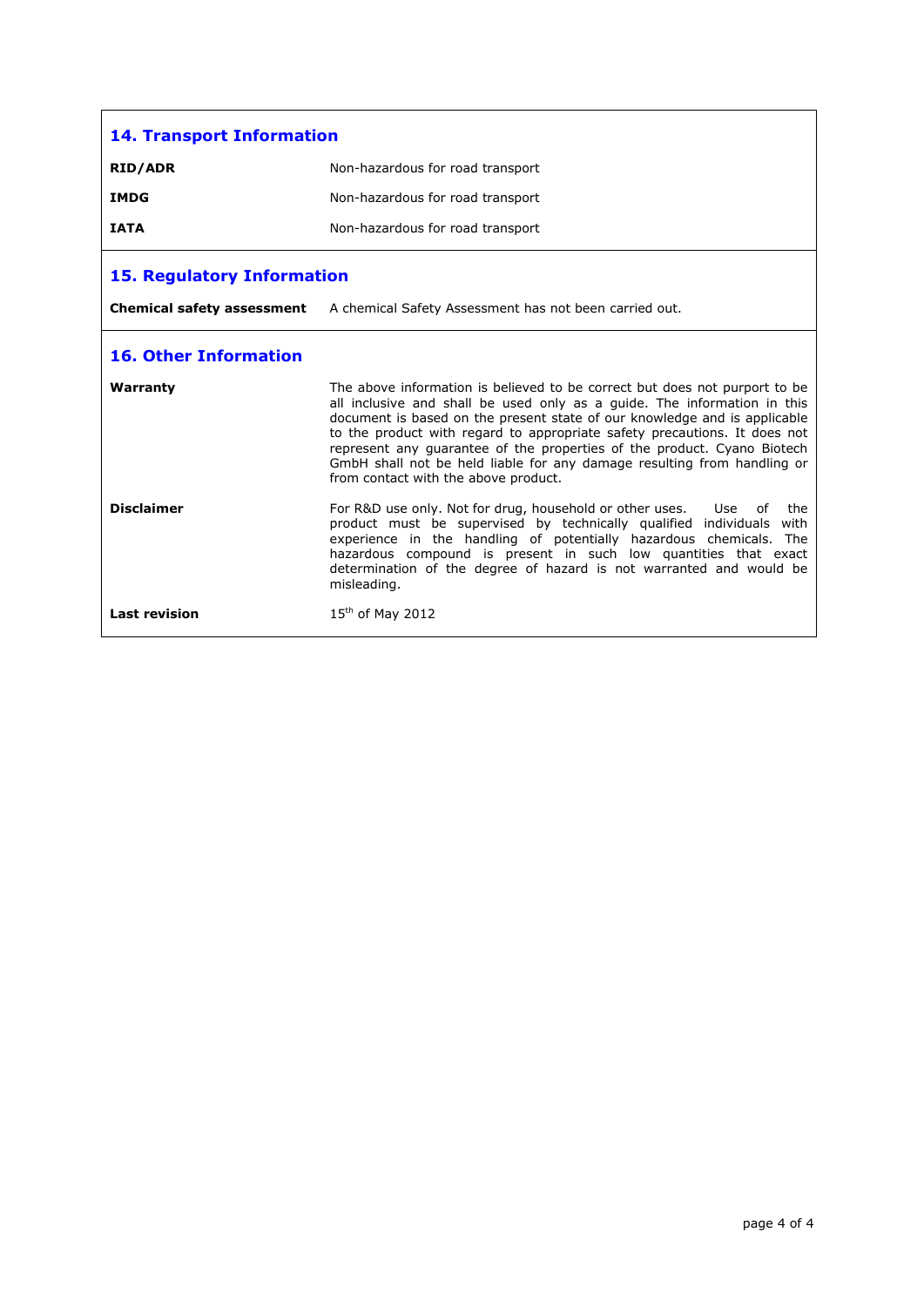## 14. Transport Information

| | |
|---|---|
| **RID/ADR** | Non-hazardous for road transport |
| **IMDG** | Non-hazardous for road transport |
| **IATA** | Non-hazardous for road transport |

## 15. Regulatory Information

| | |
|---|---|
| **Chemical safety assessment** | A chemical Safety Assessment has not been carried out. |

## 16. Other Information

| | |
|---|---|
| **Warranty** | The above information is believed to be correct but does not purport to be all inclusive and shall be used only as a guide. The information in this document is based on the present state of our knowledge and is applicable to the product with regard to appropriate safety precautions. It does not represent any guarantee of the properties of the product. Cyano Biotech GmbH shall not be held liable for any damage resulting from handling or from contact with the above product. |
| **Disclaimer** | For R&D use only. Not for drug, household or other uses. Use of the product must be supervised by technically qualified individuals with experience in the handling of potentially hazardous chemicals. The hazardous compound is present in such low quantities that exact determination of the degree of hazard is not warranted and would be misleading. |
| **Last revision** | 15th of May 2012 |